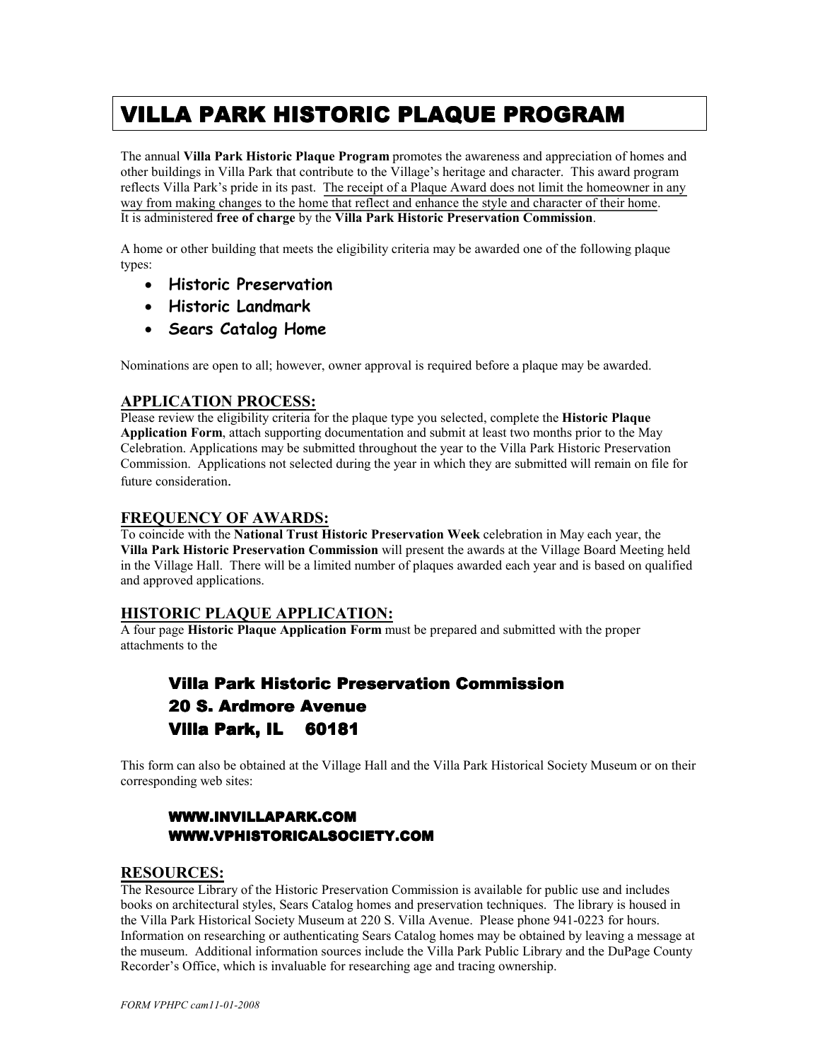# VILLA PARK HISTORIC PLAQUE PROGRAM

The annual **Villa Park Historic Plaque Program** promotes the awareness and appreciation of homes and other buildings in Villa Park that contribute to the Village's heritage and character. This award program reflects Villa Park's pride in its past. The receipt of a Plaque Award does not limit the homeowner in any way from making changes to the home that reflect and enhance the style and character of their home. It is administered **free of charge** by the **Villa Park Historic Preservation Commission**.

A home or other building that meets the eligibility criteria may be awarded one of the following plaque types:

- **Historic Preservation**
- **Historic Landmark**
- ***Sears Catalog Home***

Nominations are open to all; however, owner approval is required before a plaque may be awarded.

## APPLICATION PROCESS:

Please review the eligibility criteria for the plaque type you selected, complete the **Historic Plaque Application Form**, attach supporting documentation and submit at least two months prior to the May Celebration. Applications may be submitted throughout the year to the Villa Park Historic Preservation Commission. Applications not selected during the year in which they are submitted will remain on file for future consideration.

## FREQUENCY OF AWARDS:

To coincide with the **National Trust Historic Preservation Week** celebration in May each year, the **Villa Park Historic Preservation Commission** will present the awards at the Village Board Meeting held in the Village Hall. There will be a limited number of plaques awarded each year and is based on qualified and approved applications.

## HISTORIC PLAQUE APPLICATION:

A four page **Historic Plaque Application Form** must be prepared and submitted with the proper attachments to the

**Villa Park Historic Preservation Commission**
**20 S. Ardmore Avenue**
**Villa Park, IL 60181**

This form can also be obtained at the Village Hall and the Villa Park Historical Society Museum or on their corresponding web sites:

**WWW.INVILLAPARK.COM**
**WWW.VPHISTORICALSOCIETY.COM**

## RESOURCES:

The Resource Library of the Historic Preservation Commission is available for public use and includes books on architectural styles, Sears Catalog homes and preservation techniques. The library is housed in the Villa Park Historical Society Museum at 220 S. Villa Avenue. Please phone 941-0223 for hours. Information on researching or authenticating Sears Catalog homes may be obtained by leaving a message at the museum. Additional information sources include the Villa Park Public Library and the DuPage County Recorder's Office, which is invaluable for researching age and tracing ownership.

*FORM VPHPC cam11-01-2008*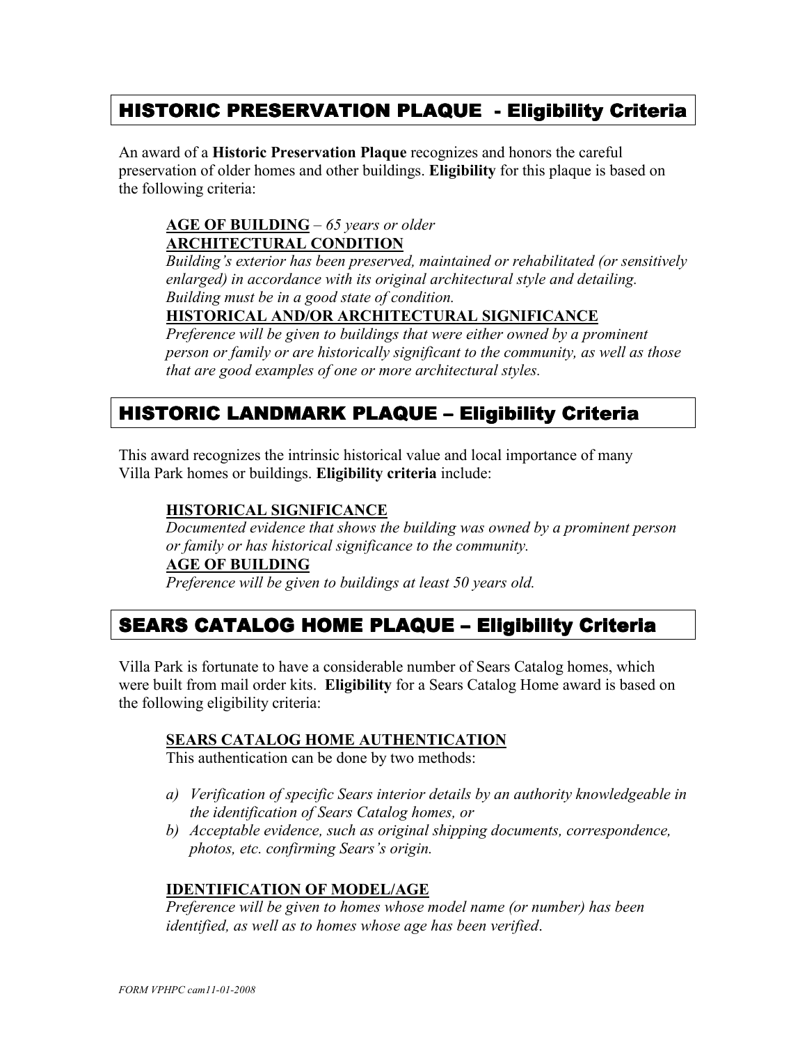## HISTORIC PRESERVATION PLAQUE - Eligibility Criteria

An award of a **Historic Preservation Plaque** recognizes and honors the careful preservation of older homes and other buildings. **Eligibility** for this plaque is based on the following criteria:

**AGE OF BUILDING** – *65 years or older*

**ARCHITECTURAL CONDITION**

*Building's exterior has been preserved, maintained or rehabilitated (or sensitively enlarged) in accordance with its original architectural style and detailing. Building must be in a good state of condition.*

**HISTORICAL AND/OR ARCHITECTURAL SIGNIFICANCE**

*Preference will be given to buildings that were either owned by a prominent person or family or are historically significant to the community, as well as those that are good examples of one or more architectural styles.*

## HISTORIC LANDMARK PLAQUE – Eligibility Criteria

This award recognizes the intrinsic historical value and local importance of many Villa Park homes or buildings. **Eligibility criteria** include:

**HISTORICAL SIGNIFICANCE**

*Documented evidence that shows the building was owned by a prominent person or family or has historical significance to the community.*

**AGE OF BUILDING**

*Preference will be given to buildings at least 50 years old.*

## SEARS CATALOG HOME PLAQUE – Eligibility Criteria

Villa Park is fortunate to have a considerable number of Sears Catalog homes, which were built from mail order kits. **Eligibility** for a Sears Catalog Home award is based on the following eligibility criteria:

**SEARS CATALOG HOME AUTHENTICATION**

This authentication can be done by two methods:

a) *Verification of specific Sears interior details by an authority knowledgeable in the identification of Sears Catalog homes, or*
b) *Acceptable evidence, such as original shipping documents, correspondence, photos, etc. confirming Sears's origin.*

**IDENTIFICATION OF MODEL/AGE**

*Preference will be given to homes whose model name (or number) has been identified, as well as to homes whose age has been verified.*

*FORM VPHPC cam11-01-2008*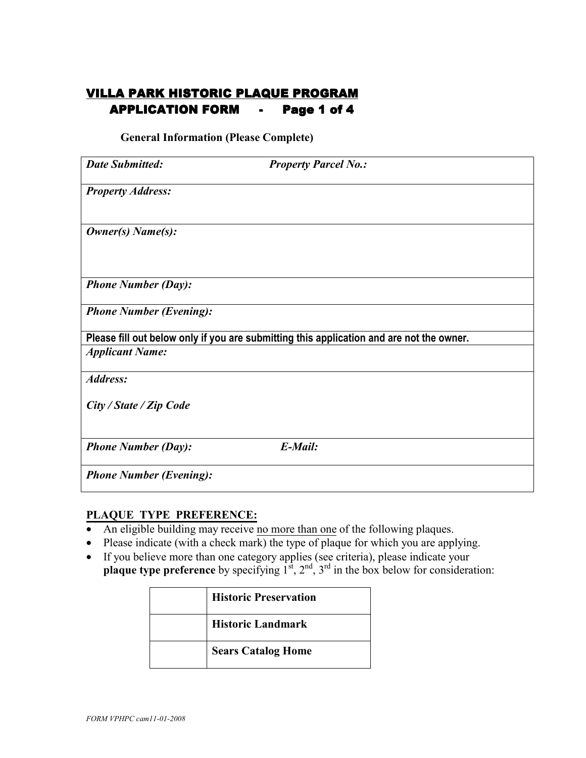# VILLA PARK HISTORIC PLAQUE PROGRAM

## APPLICATION FORM - Page 1 of 4

**General Information (Please Complete)**

| | |
|---|---|
| ***Date Submitted:*** | ***Property Parcel No.:*** |
| ***Property Address:*** | |
| ***Owner(s) Name(s):*** | |
| ***Phone Number (Day):*** | |
| ***Phone Number (Evening):*** | |
| **Please fill out below only if you are submitting this application and are not the owner.** | |
| ***Applicant Name:*** | |
| ***Address:*** <br> ***City / State / Zip Code*** | |
| ***Phone Number (Day):*** | ***E-Mail:*** |
| ***Phone Number (Evening):*** | |

**PLAQUE TYPE PREFERENCE:**

- An eligible building may receive no more than one of the following plaques.
- Please indicate (with a check mark) the type of plaque for which you are applying.
- If you believe more than one category applies (see criteria), please indicate your **plaque type preference** by specifying 1st, 2nd, 3rd in the box below for consideration:

| | |
|---|---|
| | **Historic Preservation** |
| | **Historic Landmark** |
| | **Sears Catalog Home** |

*FORM VPHPC cam11-01-2008*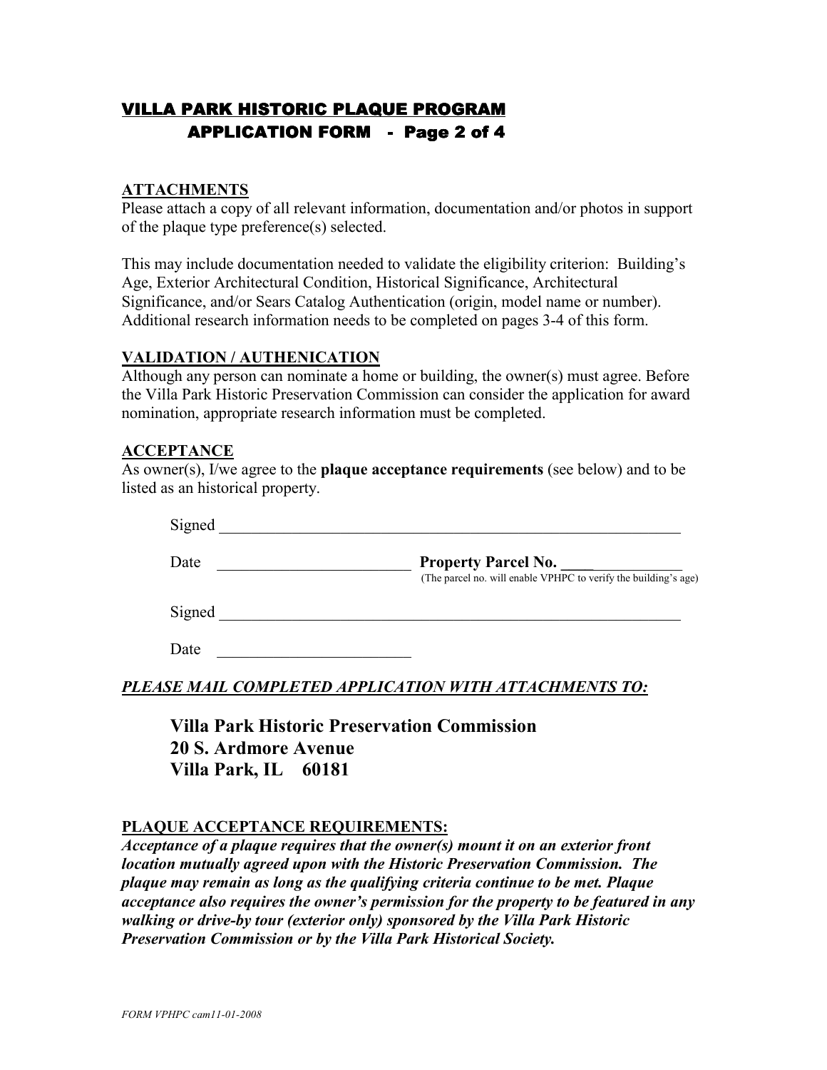# VILLA PARK HISTORIC PLAQUE PROGRAM
## APPLICATION FORM - Page 2 of 4

### ATTACHMENTS

Please attach a copy of all relevant information, documentation and/or photos in support of the plaque type preference(s) selected.

This may include documentation needed to validate the eligibility criterion: Building's Age, Exterior Architectural Condition, Historical Significance, Architectural Significance, and/or Sears Catalog Authentication (origin, model name or number). Additional research information needs to be completed on pages 3-4 of this form.

### VALIDATION / AUTHENICATION

Although any person can nominate a home or building, the owner(s) must agree. Before the Villa Park Historic Preservation Commission can consider the application for award nomination, appropriate research information must be completed.

### ACCEPTANCE

As owner(s), I/we agree to the **plaque acceptance requirements** (see below) and to be listed as an historical property.

Signed ____________________________________________________________

Date ________________________ **Property Parcel No.** ________________
(The parcel no. will enable VPHPC to verify the building's age)

Signed ____________________________________________________________

Date ________________________

***PLEASE MAIL COMPLETED APPLICATION WITH ATTACHMENTS TO:***

**Villa Park Historic Preservation Commission**
**20 S. Ardmore Avenue**
**Villa Park, IL 60181**

### PLAQUE ACCEPTANCE REQUIREMENTS:

***Acceptance of a plaque requires that the owner(s) mount it on an exterior front location mutually agreed upon with the Historic Preservation Commission. The plaque may remain as long as the qualifying criteria continue to be met. Plaque acceptance also requires the owner's permission for the property to be featured in any walking or drive-by tour (exterior only) sponsored by the Villa Park Historic Preservation Commission or by the Villa Park Historical Society.***

*FORM VPHPC cam11-01-2008*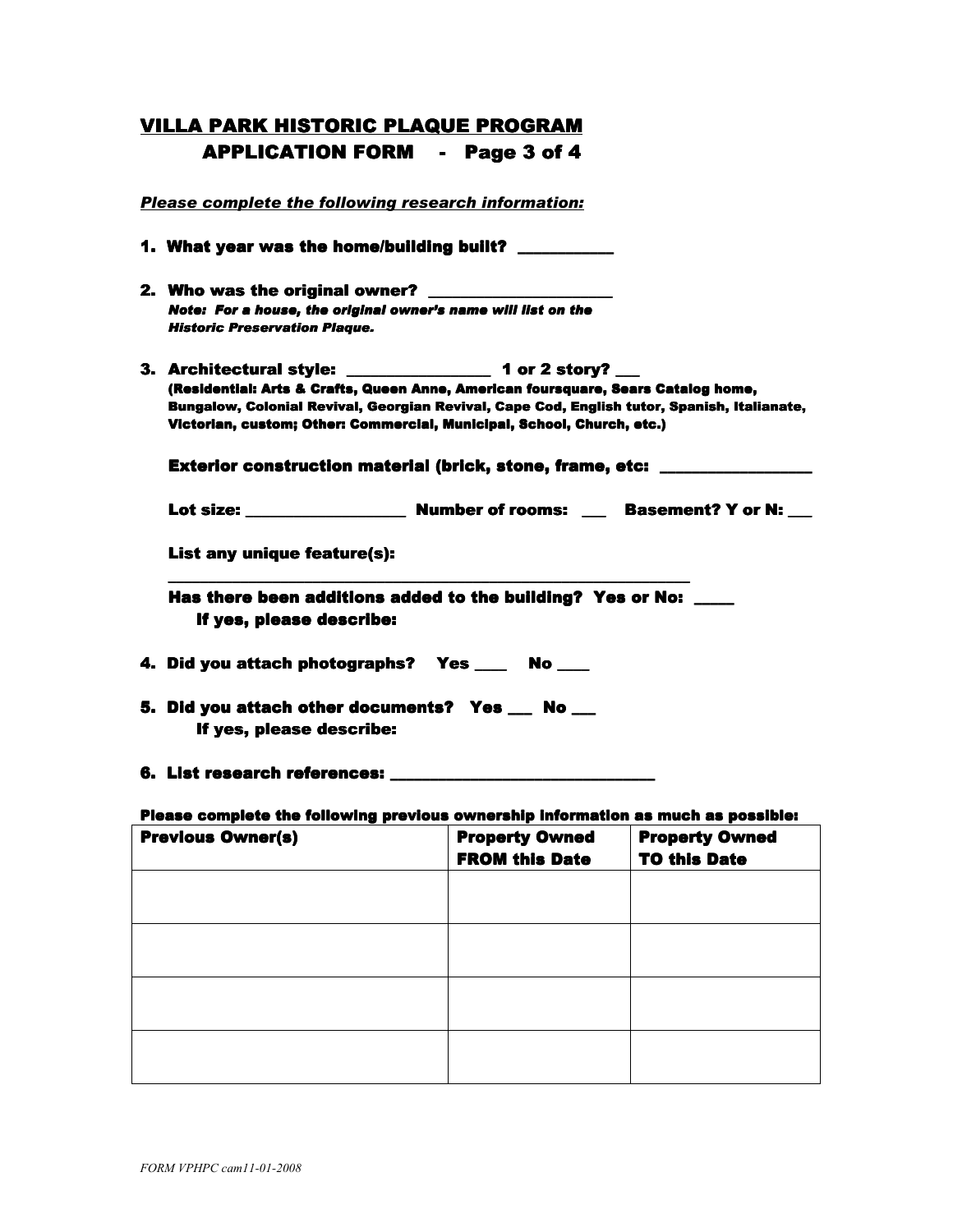# VILLA PARK HISTORIC PLAQUE PROGRAM
## APPLICATION FORM - Page 3 of 4

***Please complete the following research information:***

**1. What year was the home/building built? ___________**

**2. Who was the original owner? _____________________**
***Note: For a house, the original owner's name will list on the Historic Preservation Plaque.***

**3. Architectural style: ________________ 1 or 2 story? ___**
**(Residential: Arts & Crafts, Queen Anne, American foursquare, Sears Catalog home, Bungalow, Colonial Revival, Georgian Revival, Cape Cod, English tutor, Spanish, Italianate, Victorian, custom; Other: Commercial, Municipal, School, Church, etc.)**

**Exterior construction material (brick, stone, frame, etc: _________________**

**Lot size: __________________ Number of rooms: ___ Basement? Y or N: ___**

**List any unique feature(s):**
**______________________________________________________________**

**Has there been additions added to the building? Yes or No: _____**
**If yes, please describe:**

**4. Did you attach photographs? Yes ____ No ____**

**5. Did you attach other documents? Yes ___ No ___**
**If yes, please describe:**

**6. List research references: _______________________________**

**Please complete the following previous ownership information as much as possible:**

| Previous Owner(s) | Property Owned FROM this Date | Property Owned TO this Date |
|---|---|---|
| | | |
| | | |
| | | |
| | | |

*FORM VPHPC cam11-01-2008*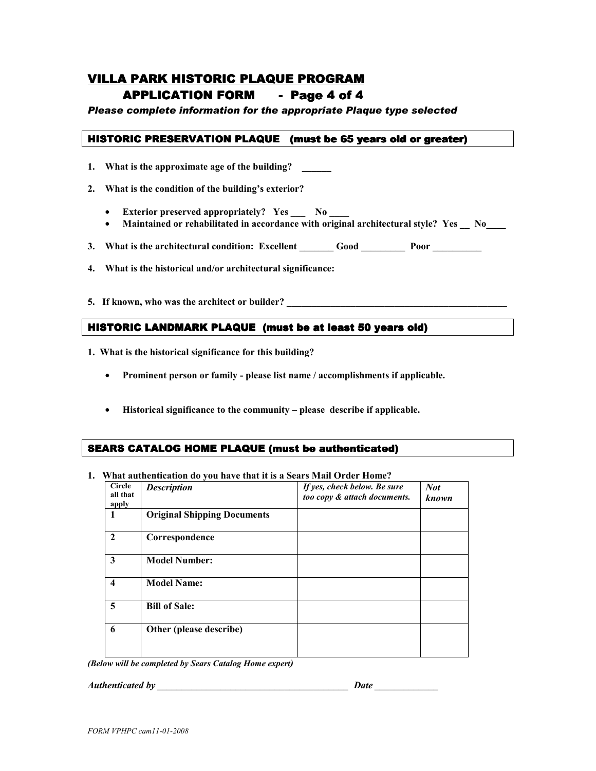# VILLA PARK HISTORIC PLAQUE PROGRAM

## APPLICATION FORM - Page 4 of 4

***Please complete information for the appropriate Plaque type selected***

## HISTORIC PRESERVATION PLAQUE (must be 65 years old or greater)

1. **What is the approximate age of the building? ______**
2. **What is the condition of the building's exterior?**
   - **Exterior preserved appropriately? Yes ___ No ____**
   - **Maintained or rehabilitated in accordance with original architectural style? Yes __ No____**
3. **What is the architectural condition: Excellent _______ Good _________ Poor __________**
4. **What is the historical and/or architectural significance:**
5. **If known, who was the architect or builder? _______________________________________________**

## HISTORIC LANDMARK PLAQUE (must be at least 50 years old)

1. **What is the historical significance for this building?**
   - **Prominent person or family - please list name / accomplishments if applicable.**
   - **Historical significance to the community – please describe if applicable.**

## SEARS CATALOG HOME PLAQUE (must be authenticated)

1. **What authentication do you have that it is a Sears Mail Order Home?**

| Circle all that apply | *Description* | *If yes, check below. Be sure too copy & attach documents.* | *Not known* |
|---|---|---|---|
| 1 | **Original Shipping Documents** | | |
| 2 | **Correspondence** | | |
| 3 | **Model Number:** | | |
| 4 | **Model Name:** | | |
| 5 | **Bill of Sale:** | | |
| 6 | **Other (please describe)** | | |

***(Below will be completed by Sears Catalog Home expert)***

***Authenticated by _________________________________________ Date _____________***

*FORM VPHPC cam11-01-2008*